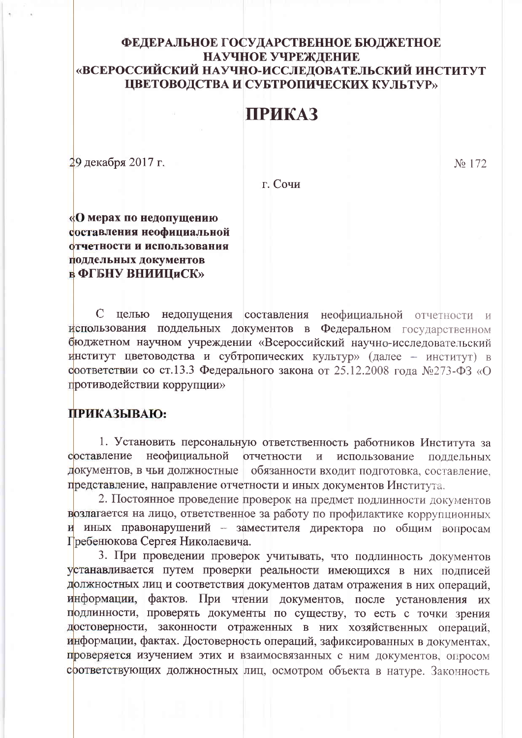**ФЕДЕРАЛЬНОЕ ГОСУДАРСТВЕННОЕ БЮДЖЕТНОЕ НАУЧНОЕ УЧРЕЖДЕНИЕ «ВСЕРОССИЙСКИЙ НАУЧНО-ИССЛЕДОВАТЕЛЬСКИЙ ИНСТИТУТ ЦВЕТОВОДСТВА И СУБТРОПИЧЕСКИХ КУЛЬТУР»**

# ПРИКАЗ

29 декабря 2017 г. № 172

г. Сочи

**«О мерах по недопущению составления неофициальной отчетности и использования поддельных документов в ФГБНУ ВНИИЦиСК»**

С целью недопущения составления неофициальной отчетности и использования поддельных документов в Федеральном государственном бюджетном научном учреждении «Всероссийский научно-исследовательский институт цветоводства и субтропических культур» (далее – институт) в соответствии со ст.13.3 Федерального закона от 25.12.2008 года №273-ФЗ «О противодействии коррупции»

**ПРИКАЗЫВАЮ:**

1. Установить персональную ответственность работников Института за составление неофициальной отчетности и использование поддельных документов, в чьи должностные обязанности входит подготовка, составление, представление, направление отчетности и иных документов Института.

2. Постоянное проведение проверок на предмет подлинности документов возлагается на лицо, ответственное за работу по профилактике коррупционных и иных правонарушений – заместителя директора по общим вопросам Гребенюкова Сергея Николаевича.

3. При проведении проверок учитывать, что подлинность документов устанавливается путем проверки реальности имеющихся в них подписей должностных лиц и соответствия документов датам отражения в них операций, информации, фактов. При чтении документов, после установления их подлинности, проверять документы по существу, то есть с точки зрения достоверности, законности отраженных в них хозяйственных операций, информации, фактах. Достоверность операций, зафиксированных в документах, проверяется изучением этих и взаимосвязанных с ним документов, опросом соответствующих должностных лиц, осмотром объекта в натуре. Законность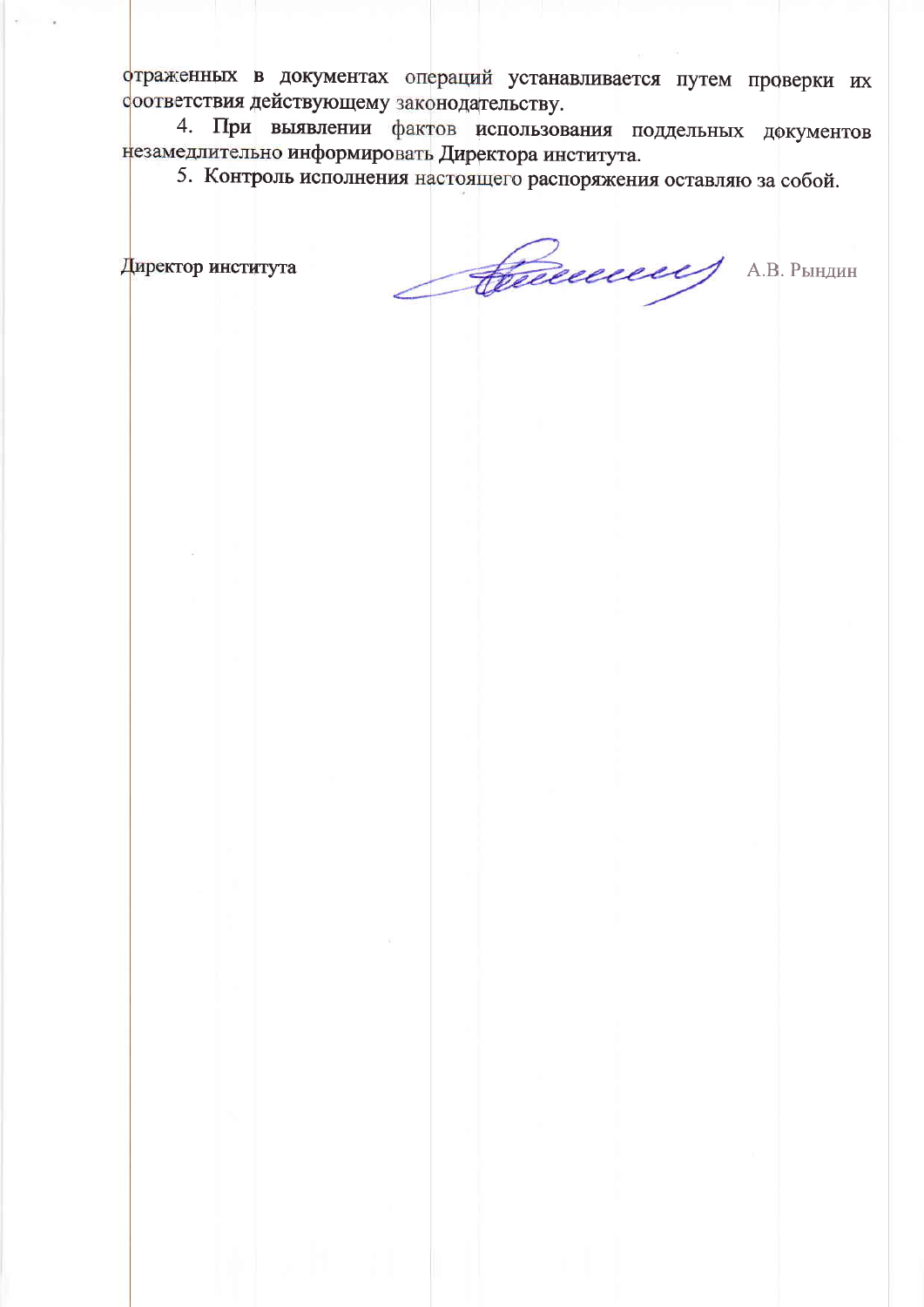отраженных в документах операций устанавливается путем проверки их соответствия действующему законодательству.

4. При выявлении фактов использования поддельных документов незамедлительно информировать Директора института.

5. Контроль исполнения настоящего распоряжения оставляю за собой.

Директор института А.В. Рындин